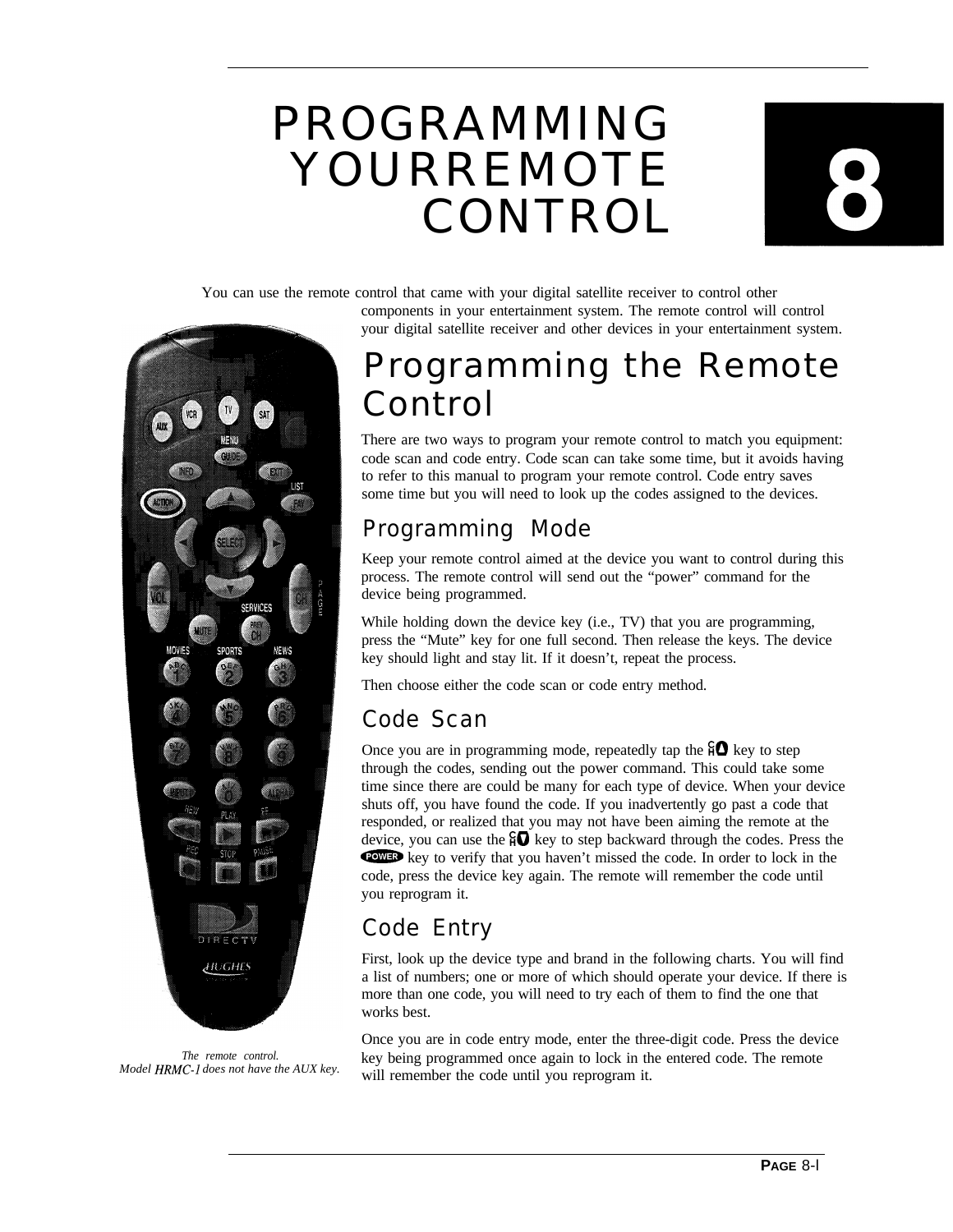# PROGRAMMING YOURREMOTE CONTROL

**8**

You can use the remote control that came with your digital satellite receiver to control other components in your entertainment system. The remote control will control your digital satellite receiver and other devices in your entertainment system.

*The remote control.*
*Model HRMC-1 does not have the AUX key.*

## Programming the Remote Control

There are two ways to program your remote control to match you equipment: code scan and code entry. Code scan can take some time, but it avoids having to refer to this manual to program your remote control. Code entry saves some time but you will need to look up the codes assigned to the devices.

### Programming Mode

Keep your remote control aimed at the device you want to control during this process. The remote control will send out the "power" command for the device being programmed.

While holding down the device key (i.e., TV) that you are programming, press the "Mute" key for one full second. Then release the keys. The device key should light and stay lit. If it doesn't, repeat the process.

Then choose either the code scan or code entry method.

### Code Scan

Once you are in programming mode, repeatedly tap the CH▲ key to step through the codes, sending out the power command. This could take some time since there are could be many for each type of device. When your device shuts off, you have found the code. If you inadvertently go past a code that responded, or realized that you may not have been aiming the remote at the device, you can use the CH▼ key to step backward through the codes. Press the POWER key to verify that you haven't missed the code. In order to lock in the code, press the device key again. The remote will remember the code until you reprogram it.

### Code Entry

First, look up the device type and brand in the following charts. You will find a list of numbers; one or more of which should operate your device. If there is more than one code, you will need to try each of them to find the one that works best.

Once you are in code entry mode, enter the three-digit code. Press the device key being programmed once again to lock in the entered code. The remote will remember the code until you reprogram it.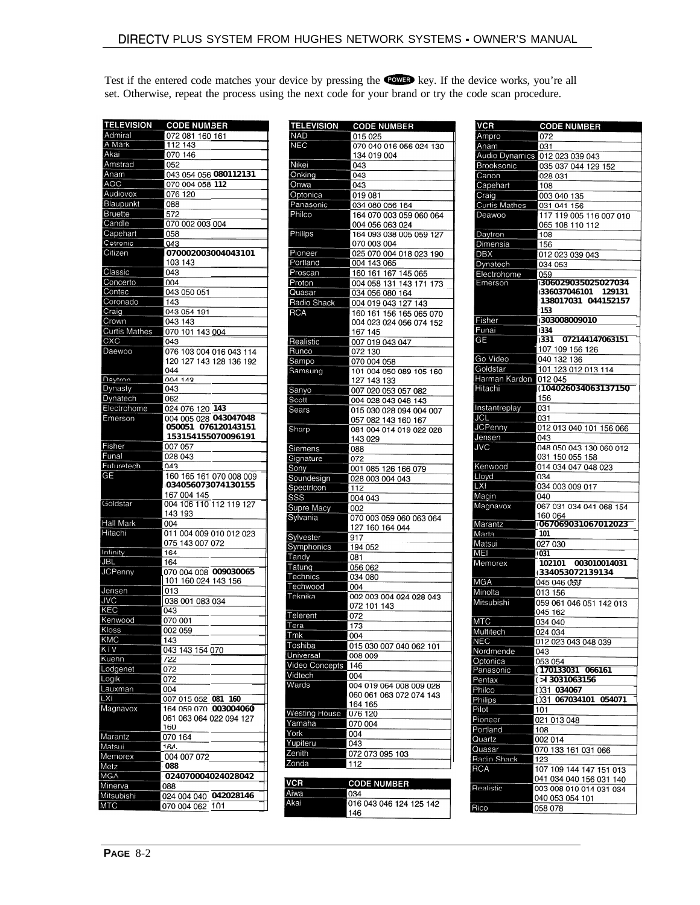Test if the entered code matches your device by pressing the POWER key. If the device works, you're all set. Otherwise, repeat the process using the next code for your brand or try the code scan procedure.

| TELEVISION | CODE NUMBER |
|---|---|
| Admiral | 072 081 160 161 |
| A Mark | 112 143 |
| Akai | 070 146 |
| Amstrad | 052 |
| Anam | 043 054 056 080 112 131 |
| AOC | 070 004 058 112 |
| Audiovox | 076 120 |
| Blaupunkt | 088 |
| Bruette | 572 |
| Candle | 070 002 003 004 |
| Capehart | 058 |
| Cetronic | 043 |
| Citizen | 070 002 003 004 043 101 103 143 |
| Classic | 043 |
| Concerto | 004 |
| Contec | 043 050 051 |
| Coronado | 143 |
| Craig | 043 054 191 |
| Crown | 043 143 |
| Curtis Mathes | 070 101 143 004 |
| CXC | 043 |
| Daewoo | 076 103 004 016 043 114 120 127 143 128 136 192 044 |
| Daytron | 004 143 |
| Dynasty | 043 |
| Dynatech | 062 |
| Electrohome | 024 076 120 143 |
| Emerson | 004 005 028 043 047 048 050 051 076 120 143 151 153 154 155 070 096 191 |
| Fisher | 007 057 |
| Funal | 028 043 |
| Futuretech | 043 |
| GE | 160 165 161 070 008 009 034 056 073 074 130 155 167 004 145 |
| Goldstar | 004 106 110 112 119 127 143 193 |
| Hall Mark | 004 |
| Hitachi | 011 004 009 010 012 023 075 143 007 072 |
| Infinity | 164 |
| JBL | 164 |
| JCPenny | 070 004 008 009 030 065 101 160 024 143 156 |
| Jensen | 013 |
| JVC | 038 001 083 034 |
| KEC | 043 |
| Kenwood | 070 001 |
| Kloss | 002 059 |
| KMC | 143 |
| KIV | 043 143 154 070 |
| Kuenn | 722 |
| Lodgenet | 072 |
| Logik | 072 |
| Lauxman | 004 |
| LXI | 007 015 052 081 160 |
| Magnavox | 164 059 070 003 004 060 061 063 064 022 094 127 160 |
| Marantz | 070 164 |
| Matsui | 164 |
| Memorex | 004 007 072 088 |
| Metz | 088 |
| MGA | 024 070 004 024 028 042 |
| Minerva | 088 |
| Mitsubishi | 024 004 040 042 028 146 |
| MTC | 070 004 062 101 |

| TELEVISION | CODE NUMBER |
|---|---|
| NAD | 015 025 |
| NEC | 070 040 016 056 024 130 134 019 004 |
| Nikei | 043 |
| Onking | 043 |
| Onwa | 043 |
| Optonica | 019 081 |
| Panasonic | 034 080 056 164 |
| Philco | 164 070 003 059 060 064 004 056 063 024 |
| Philips | 164 093 038 005 059 127 070 003 004 |
| Pioneer | 025 070 004 018 023 190 |
| Portland | 004 143 065 |
| Proscan | 160 161 167 145 065 |
| Proton | 004 058 131 143 171 173 |
| Quasar | 034 056 080 164 |
| Radio Shack | 004 019 043 127 143 |
| RCA | 160 161 156 165 065 070 004 023 024 056 074 152 167 145 |
| Realistic | 007 019 043 047 |
| Runco | 072 130 |
| Sampo | 070 004 058 |
| Samsung | 101 004 050 089 105 160 127 143 133 |
| Sanyo | 007 020 053 057 082 |
| Scott | 004 028 043 048 143 |
| Sears | 015 030 028 094 004 007 057 082 143 160 167 |
| Sharp | 081 004 014 019 022 028 143 029 |
| Siemens | 088 |
| Signature | 072 |
| Sony | 001 085 126 166 079 |
| Soundesign | 028 003 004 043 |
| Spectricon | 112 |
| SSS | 004 043 |
| Supre Macy | 002 |
| Sylvania | 070 003 059 060 063 064 127 160 164 044 |
| Sylvester | 917 |
| Symphonics | 194 052 |
| Tandy | 081 |
| Tatung | 056 062 |
| Technics | 034 080 |
| Techwood | 004 |
| Teknika | 002 003 004 024 028 043 072 101 143 |
| Telerent | 072 |
| Tera | 173 |
| Tmk | 004 |
| Toshiba | 015 030 007 040 062 101 |
| Universal | 008 009 |
| Video Concepts | 146 |
| Vidtech | 004 |
| Wards | 004 019 064 008 009 028 060 061 063 072 074 143 164 165 |
| Westing House | 076 120 |
| Yamaha | 070 004 |
| York | 004 |
| Yupiteru | 043 |
| Zenith | 072 073 095 103 |
| Zonda | 112 |

| VCR | CODE NUMBER |
|---|---|
| Aiwa | 034 |
| Akai | 016 043 046 124 125 142 146 |
| Ampro | 072 |
| Anam | 031 |
| Audio Dynamics | 012 023 039 043 |
| Brooksonic | 035 037 044 129 152 |
| Canon | 028 031 |
| Capehart | 108 |
| Craig | 003 040 135 |
| Curtis Mathes | 031 041 156 |
| Deawoo | 117 119 005 116 007 010 065 108 110 112 |
| Daytron | 108 |
| Dimensia | 156 |
| DBX | 012 023 039 043 |
| Dynatech | 034 053 |
| Electrohome | 059 |
| Emerson | 030 602 903 502 502 703 433 603 704 610 113 801 703 104 415 215 7153 |
| Fisher | 030 300 800 901 0 |
| Funai | 034 |
| GE | 031 072 144 147 063 151 107 109 156 126 |
| Go Video | 040 132 136 |
| Goldstar | 101 123 012 013 114 |
| Harman Kardon | 012 045 |
| Hitachi | 104 026 034 063 137 150 156 |
| Instantreplay | 031 |
| JCL | 031 |
| JCPenny | 012 013 040 101 156 066 |
| Jensen | 043 |
| JVC | 048 050 043 130 060 012 031 150 055 158 |
| Kenwood | 014 034 047 048 023 |
| Lloyd | 034 |
| LXI | 034 003 009 017 |
| Magin | 040 |
| Magnavox | 067 031 034 041 068 154 160 064 |
| Marantz | 067 069 031 067 012 023 |
| Marta | 101 |
| Matsui | 027 030 |
| MEI | 031 |
| Memorex | 102 101 003 010 014 031 334 053 072 139 134 |
| MGA | 045 046 059 |
| Minolta | 013 156 |
| Mitsubishi | 059 061 046 051 142 013 045 162 |
| MTC | 034 040 |
| Multitech | 024 034 |
| NEC | 012 023 043 048 039 |
| Nordmende | 043 |
| Optonica | 053 054 |
| Panasonic | 170 133 031 066 161 |
| Pentax | 3031 063 156 |
| Philco | 031 034 067 |
| Philips | 031 067 034 101 054 071 |
| Pilot | 101 |
| Pioneer | 021 013 048 |
| Portland | 108 |
| Quartz | 002 014 |
| Quasar | 070 133 161 031 066 |
| Radio Shack | 123 |
| RCA | 107 109 144 147 151 013 041 034 040 156 031 140 |
| Realistic | 003 008 010 014 031 034 040 053 054 101 |
| Rico | 058 078 |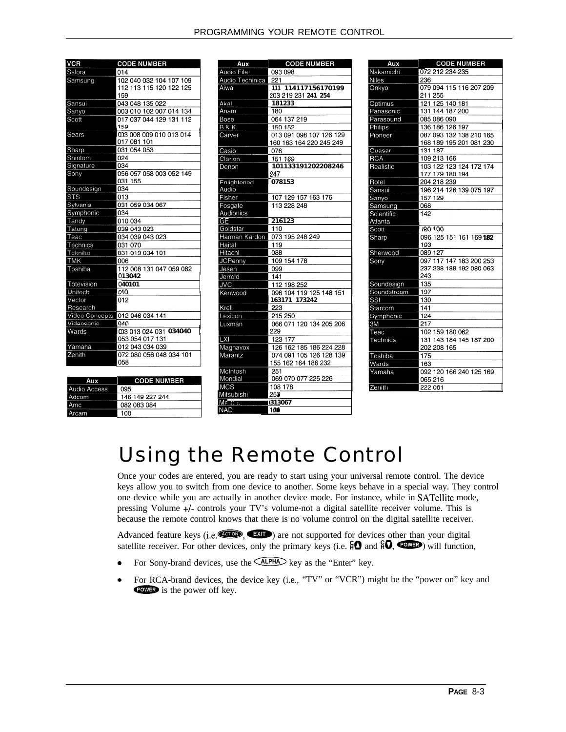| VCR | CODE NUMBER |
| --- | --- |
| Salora | 014 |
| Samsung | 102 040 032 104 107 109 112 113 115 120 122 125 159 |
| Sansui | 043 048 135 022 |
| Sanyo | 003 010 102 007 014 134 |
| Scott | 017 037 044 129 131 112 159 |
| Sears | 003 008 009 010 013 014 017 081 101 |
| Sharp | 031 054 053 |
| Shintom | 024 |
| Signature | 034 |
| Sony | 056 057 058 003 052 149 031 155 |
| Soundesign | 034 |
| STS | 013 |
| Sylvania | 031 059 034 067 |
| Symphonic | 034 |
| Tandy | 010 034 |
| Tatung | 039 043 023 |
| Teac | 034 039 043 023 |
| Technics | 031 070 |
| Teknika | 031 019 034 101 |
| TMK | 006 |
| Toshiba | 112 008 131 047 059 082 013042 |
| Totevision | 040101 |
| Unitech | 040 |
| Vector Research | 012 |
| Video Concepts | 012 046 034 141 |
| Videosonic | 040 |
| Wards | 003 013 024 031 034040 053 054 017 131 |
| Yamaha | 012 043 034 039 |
| Zenith | 072 080 056 048 034 101 058 |

| Aux | CODE NUMBER |
| --- | --- |
| Audio Access | 095 |
| Adcom | 146 149 227 244 |
| Amc | 082 083 084 |
| Arcam | 100 |

| Aux | CODE NUMBER |
| --- | --- |
| Audio File | 093 098 |
| Audio Techinica | 221 |
| Aiwa | 111 114117156170199 203 219 231 241 254 |
| Akai | 181233 |
| Anam | 180 |
| Bose | 064 137 219 |
| B & K | 150 152 |
| Carver | 013 091 098 107 126 129 160 163 164 220 245 249 |
| Casio | 076 |
| Clarion | 151 169 |
| Denon | 101133191202208246 247 |
| Enlightened Audio | 078153 |
| Fisher | 107 129 157 163 176 |
| Fosgate Audionics | 113 228 248 |
| GE | 216123 |
| Goldstar | 110 |
| Harman Kardon | 073 195 248 249 |
| Haital | 119 |
| Hitachi | 088 |
| JCPenny | 109 154 178 |
| Jesen | 099 |
| Jerrold | 141 |
| JVC | 112 198 252 |
| Kenwood | 096 104 119 125 148 151 163171 173242 |
| Krell | 223 |
| Lexicon | 215 250 |
| Luxman | 066 071 120 134 205 206 229 |
| LXI | 123 177 |
| Magnavox | 126 162 185 186 224 228 |
| Marantz | 074 091 105 126 128 139 155 162 164 186 232 |
| McIntosh | 251 |
| Mondial | 069 070 077 225 226 |
| MCS | 108 178 |
| Mitsubishi | 253 |
| Me... | 013067 |
| NAD | 1... |

| Aux | CODE NUMBER |
| --- | --- |
| Nakamichi | 072 212 234 235 |
| Niles | 236 |
| Onkyo | 079 094 115 116 207 209 211 255 |
| Optimus | 121 125 140 181 |
| Panasonic | 131 144 187 200 |
| Parasound | 085 086 090 |
| Philips | 136 186 126 197 |
| Pioneer | 087 093 132 138 210 165 168 189 195 201 081 230 |
| Quasar | 131 187 |
| RCA | 109 213 166 |
| Realistic | 103 122 123 124 172 174 177 179 180 194 |
| Rotel | 204 218 239 |
| Sansui | 196 214 126 139 075 197 |
| Sanyo | 157 129 |
| Samsung | 068 |
| Scientific Atlanta | 142 |
| Scott | 180 100 |
| Sharp | 096 125 151 161 169 182 193 |
| Sherwood | 089 127 |
| Sony | 097 117 147 183 200 253 237 238 188 192 080 063 243 |
| Soundesign | 135 |
| Soundstream | 197 |
| SSI | 130 |
| Starcom | 141 |
| Symphonic | 124 |
| 3M | 217 |
| Teac | 102 159 180 062 |
| Technics | 131 143 184 145 187 200 202 208 165 |
| Toshiba | 175 |
| Wards | 163 |
| Yamaha | 092 120 166 240 125 169 065 216 |
| Zenith | 222 061 |

# Using the Remote Control

Once your codes are entered, you are ready to start using your universal remote control. The device keys allow you to switch from one device to another. Some keys behave in a special way. They control one device while you are actually in another device mode. For instance, while in SATellite mode, pressing Volume +/- controls your TV's volume-not a digital satellite receiver volume. This is because the remote control knows that there is no volume control on the digital satellite receiver.

Advanced feature keys (i.e. ACTION, EXIT) are not supported for devices other than your digital satellite receiver. For other devices, only the primary keys (i.e. CH▲ and CH▼, POWER) will function,

- For Sony-brand devices, use the ALPHA key as the "Enter" key.
- For RCA-brand devices, the device key (i.e., "TV" or "VCR") might be the "power on" key and POWER is the power off key.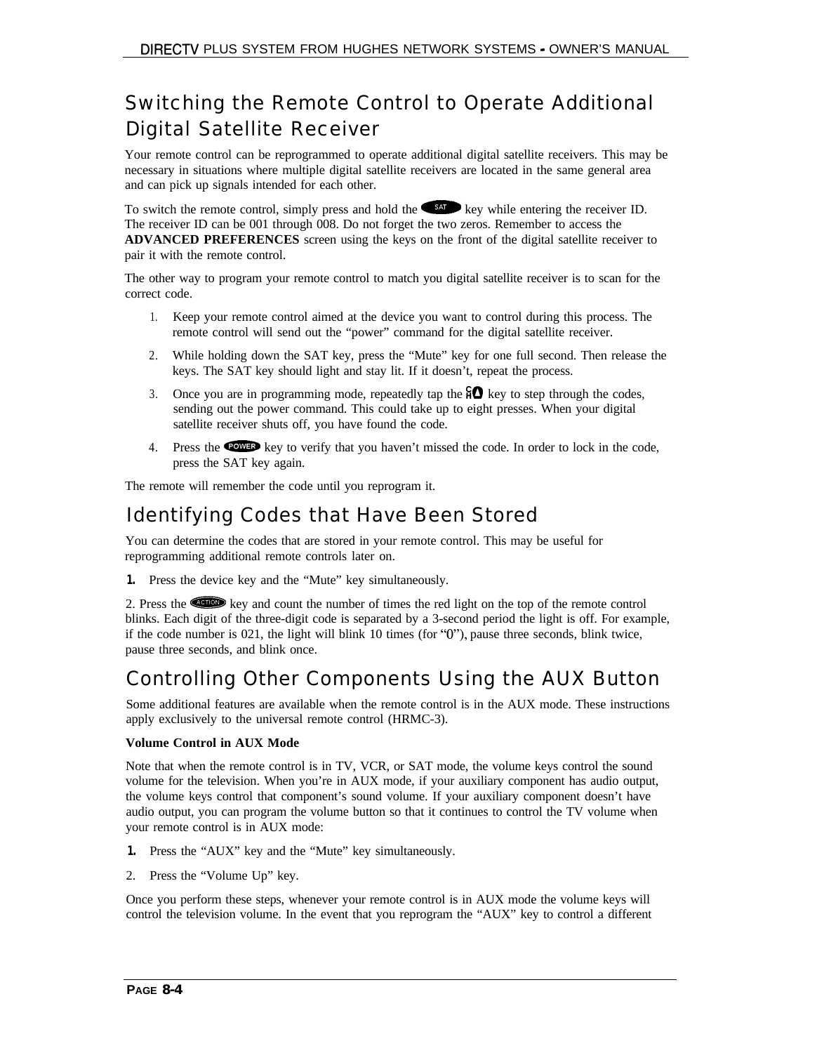## Switching the Remote Control to Operate Additional Digital Satellite Receiver

Your remote control can be reprogrammed to operate additional digital satellite receivers. This may be necessary in situations where multiple digital satellite receivers are located in the same general area and can pick up signals intended for each other.

To switch the remote control, simply press and hold the SAT key while entering the receiver ID. The receiver ID can be 001 through 008. Do not forget the two zeros. Remember to access the **ADVANCED PREFERENCES** screen using the keys on the front of the digital satellite receiver to pair it with the remote control.

The other way to program your remote control to match you digital satellite receiver is to scan for the correct code.

1. Keep your remote control aimed at the device you want to control during this process. The remote control will send out the "power" command for the digital satellite receiver.
2. While holding down the SAT key, press the "Mute" key for one full second. Then release the keys. The SAT key should light and stay lit. If it doesn't, repeat the process.
3. Once you are in programming mode, repeatedly tap the CH▲ key to step through the codes, sending out the power command. This could take up to eight presses. When your digital satellite receiver shuts off, you have found the code.
4. Press the POWER key to verify that you haven't missed the code. In order to lock in the code, press the SAT key again.

The remote will remember the code until you reprogram it.

## Identifying Codes that Have Been Stored

You can determine the codes that are stored in your remote control. This may be useful for reprogramming additional remote controls later on.

1. Press the device key and the "Mute" key simultaneously.

2. Press the ACTION key and count the number of times the red light on the top of the remote control blinks. Each digit of the three-digit code is separated by a 3-second period the light is off. For example, if the code number is 021, the light will blink 10 times (for "0"), pause three seconds, blink twice, pause three seconds, and blink once.

## Controlling Other Components Using the AUX Button

Some additional features are available when the remote control is in the AUX mode. These instructions apply exclusively to the universal remote control (HRMC-3).

**Volume Control in AUX Mode**

Note that when the remote control is in TV, VCR, or SAT mode, the volume keys control the sound volume for the television. When you're in AUX mode, if your auxiliary component has audio output, the volume keys control that component's sound volume. If your auxiliary component doesn't have audio output, you can program the volume button so that it continues to control the TV volume when your remote control is in AUX mode:

1. Press the "AUX" key and the "Mute" key simultaneously.
2. Press the "Volume Up" key.

Once you perform these steps, whenever your remote control is in AUX mode the volume keys will control the television volume. In the event that you reprogram the "AUX" key to control a different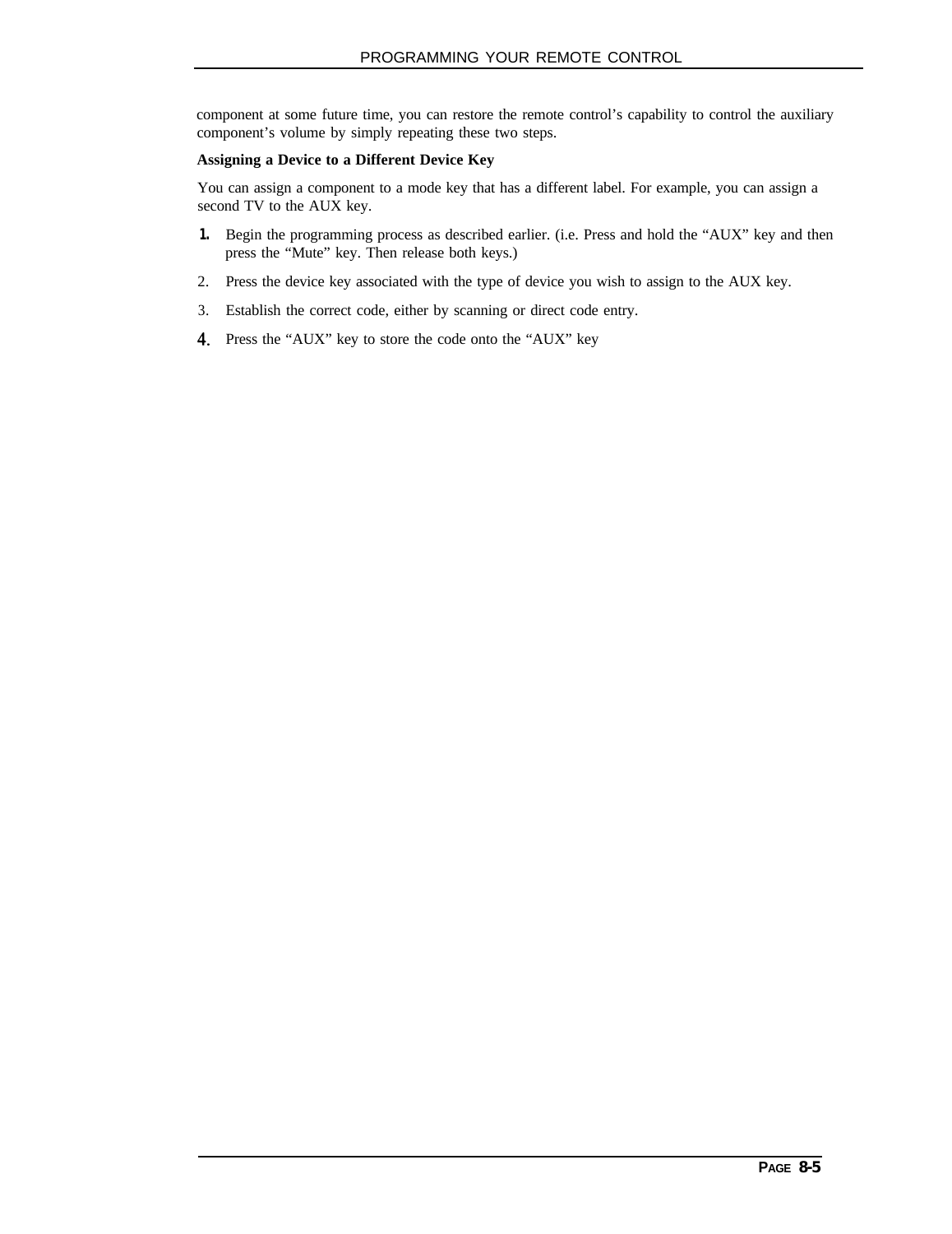component at some future time, you can restore the remote control's capability to control the auxiliary component's volume by simply repeating these two steps.

**Assigning a Device to a Different Device Key**

You can assign a component to a mode key that has a different label. For example, you can assign a second TV to the AUX key.

1. Begin the programming process as described earlier. (i.e. Press and hold the "AUX" key and then press the "Mute" key. Then release both keys.)
2. Press the device key associated with the type of device you wish to assign to the AUX key.
3. Establish the correct code, either by scanning or direct code entry.
4. Press the "AUX" key to store the code onto the "AUX" key